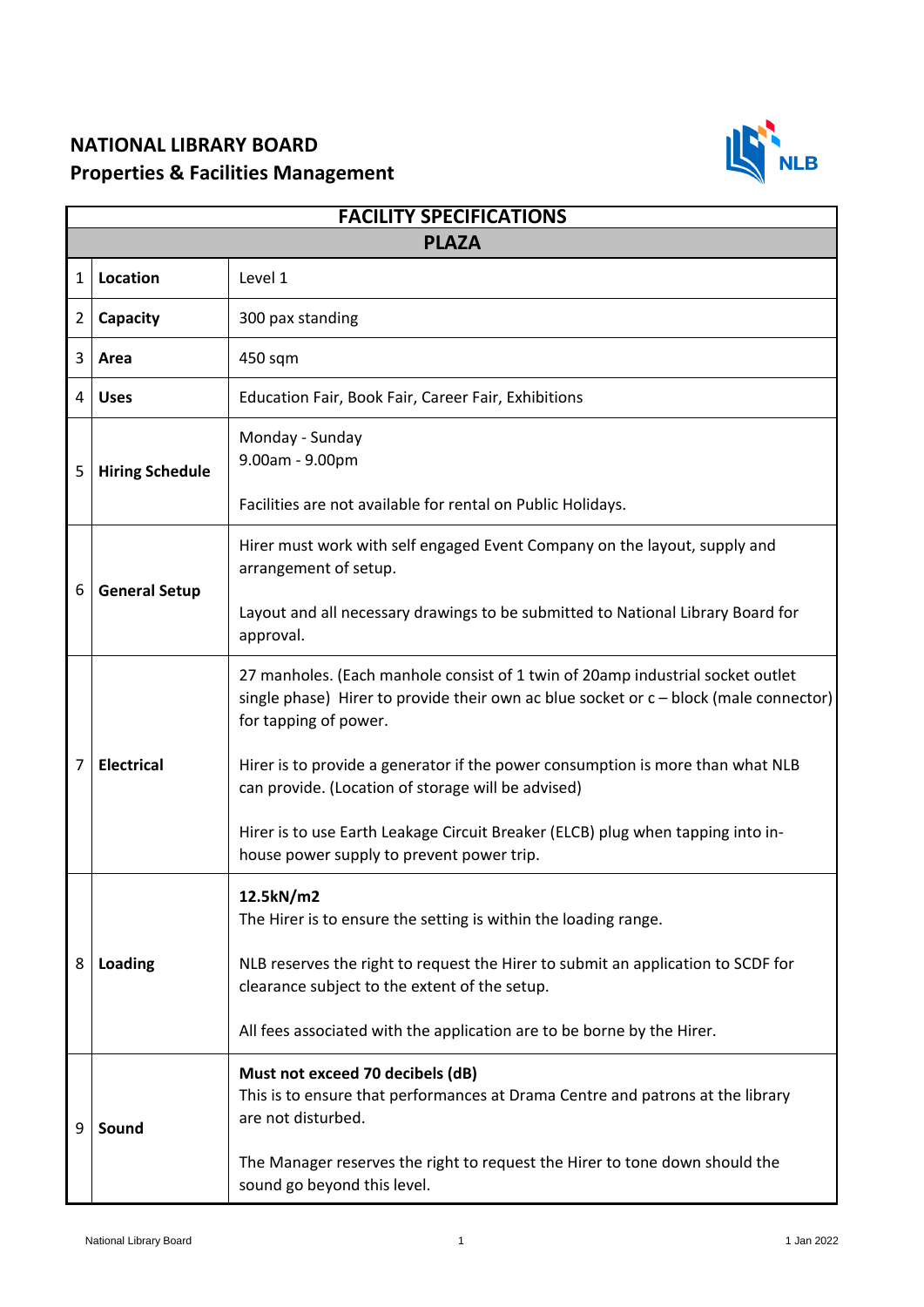# NATIONAL LIBRARY BOARD
## Properties & Facilities Management

| FACILITY SPECIFICATIONS | | |
|---|---|---|
| **PLAZA** | | |
| 1 | **Location** | Level 1 |
| 2 | **Capacity** | 300 pax standing |
| 3 | **Area** | 450 sqm |
| 4 | **Uses** | Education Fair, Book Fair, Career Fair, Exhibitions |
| 5 | **Hiring Schedule** | Monday - Sunday<br>9.00am - 9.00pm<br><br>Facilities are not available for rental on Public Holidays. |
| 6 | **General Setup** | Hirer must work with self engaged Event Company on the layout, supply and arrangement of setup.<br><br>Layout and all necessary drawings to be submitted to National Library Board for approval. |
| 7 | **Electrical** | 27 manholes. (Each manhole consist of 1 twin of 20amp industrial socket outlet single phase) Hirer to provide their own ac blue socket or c – block (male connector) for tapping of power.<br><br>Hirer is to provide a generator if the power consumption is more than what NLB can provide. (Location of storage will be advised)<br><br>Hirer is to use Earth Leakage Circuit Breaker (ELCB) plug when tapping into in-house power supply to prevent power trip. |
| 8 | **Loading** | **12.5kN/m2**<br>The Hirer is to ensure the setting is within the loading range.<br><br>NLB reserves the right to request the Hirer to submit an application to SCDF for clearance subject to the extent of the setup.<br><br>All fees associated with the application are to be borne by the Hirer. |
| 9 | **Sound** | **Must not exceed 70 decibels (dB)**<br>This is to ensure that performances at Drama Centre and patrons at the library are not disturbed.<br><br>The Manager reserves the right to request the Hirer to tone down should the sound go beyond this level. |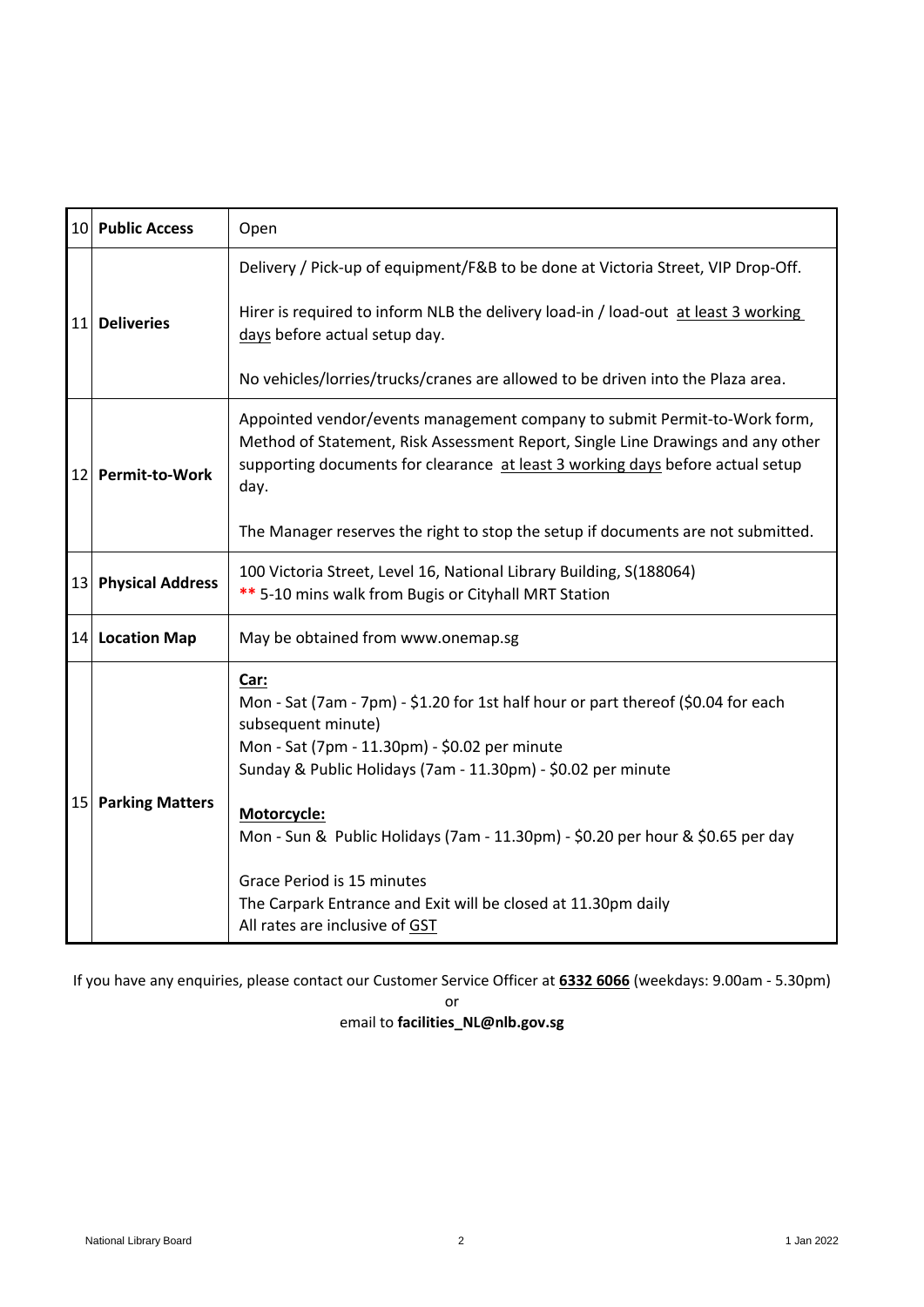| | | |
|---|---|---|
| 10 | **Public Access** | Open |
| 11 | **Deliveries** | Delivery / Pick-up of equipment/F&B to be done at Victoria Street, VIP Drop-Off.<br><br>Hirer is required to inform NLB the delivery load-in / load-out at least 3 working days before actual setup day.<br><br>No vehicles/lorries/trucks/cranes are allowed to be driven into the Plaza area. |
| 12 | **Permit-to-Work** | Appointed vendor/events management company to submit Permit-to-Work form, Method of Statement, Risk Assessment Report, Single Line Drawings and any other supporting documents for clearance at least 3 working days before actual setup day.<br><br>The Manager reserves the right to stop the setup if documents are not submitted. |
| 13 | **Physical Address** | 100 Victoria Street, Level 16, National Library Building, S(188064)<br>** 5-10 mins walk from Bugis or Cityhall MRT Station |
| 14 | **Location Map** | May be obtained from www.onemap.sg |
| 15 | **Parking Matters** | **Car:**<br>Mon - Sat (7am - 7pm) - $1.20 for 1st half hour or part thereof ($0.04 for each subsequent minute)<br>Mon - Sat (7pm - 11.30pm) - $0.02 per minute<br>Sunday & Public Holidays (7am - 11.30pm) - $0.02 per minute<br><br>**Motorcycle:**<br>Mon - Sun & Public Holidays (7am - 11.30pm) - $0.20 per hour & $0.65 per day<br><br>Grace Period is 15 minutes<br>The Carpark Entrance and Exit will be closed at 11.30pm daily<br>All rates are inclusive of GST |

If you have any enquiries, please contact our Customer Service Officer at **6332 6066** (weekdays: 9.00am - 5.30pm)

or

email to **facilities_NL@nlb.gov.sg**